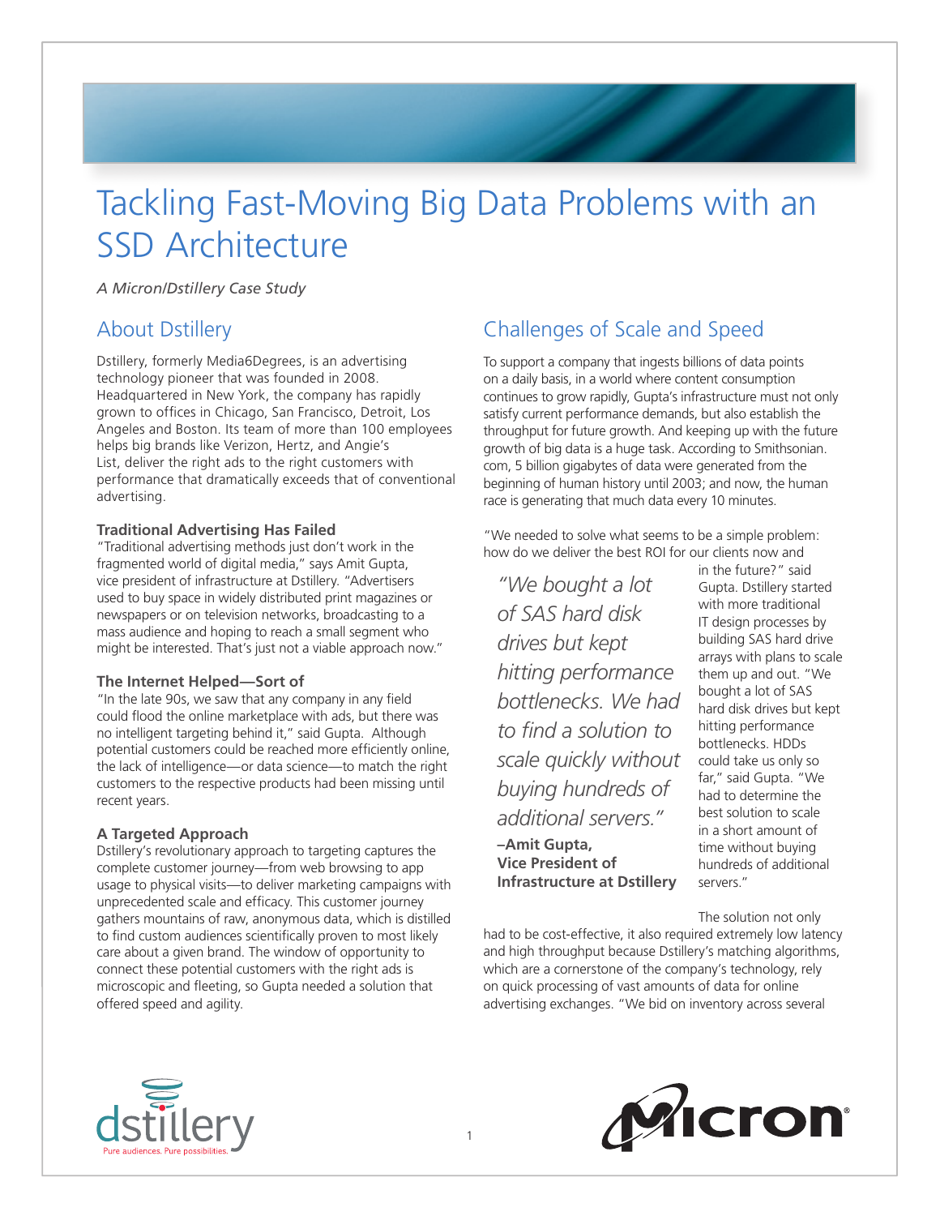# Tackling Fast-Moving Big Data Problems with an SSD Architecture

*A Micron/Dstillery Case Study*

## About Dstillery

Dstillery, formerly Media6Degrees, is an advertising technology pioneer that was founded in 2008. Headquartered in New York, the company has rapidly grown to offices in Chicago, San Francisco, Detroit, Los Angeles and Boston. Its team of more than 100 employees helps big brands like Verizon, Hertz, and Angie's List, deliver the right ads to the right customers with performance that dramatically exceeds that of conventional advertising.

### Traditional Advertising Has Failed

"Traditional advertising methods just don't work in the fragmented world of digital media," says Amit Gupta, vice president of infrastructure at Dstillery. "Advertisers used to buy space in widely distributed print magazines or newspapers or on television networks, broadcasting to a mass audience and hoping to reach a small segment who might be interested. That's just not a viable approach now."

### The Internet Helped—Sort of

"In the late 90s, we saw that any company in any field could flood the online marketplace with ads, but there was no intelligent targeting behind it," said Gupta. Although potential customers could be reached more efficiently online, the lack of intelligence—or data science—to match the right customers to the respective products had been missing until recent years.

### A Targeted Approach

Dstillery's revolutionary approach to targeting captures the complete customer journey—from web browsing to app usage to physical visits—to deliver marketing campaigns with unprecedented scale and efficacy. This customer journey gathers mountains of raw, anonymous data, which is distilled to find custom audiences scientifically proven to most likely care about a given brand. The window of opportunity to connect these potential customers with the right ads is microscopic and fleeting, so Gupta needed a solution that offered speed and agility.

## Challenges of Scale and Speed

To support a company that ingests billions of data points on a daily basis, in a world where content consumption continues to grow rapidly, Gupta's infrastructure must not only satisfy current performance demands, but also establish the throughput for future growth. And keeping up with the future growth of big data is a huge task. According to Smithsonian.com, 5 billion gigabytes of data were generated from the beginning of human history until 2003; and now, the human race is generating that much data every 10 minutes.

"We needed to solve what seems to be a simple problem: how do we deliver the best ROI for our clients now and in the future?" said Gupta. Dstillery started with more traditional IT design processes by building SAS hard drive arrays with plans to scale them up and out. "We bought a lot of SAS hard disk drives but kept hitting performance bottlenecks. HDDs could take us only so far," said Gupta. "We had to determine the best solution to scale in a short amount of time without buying hundreds of additional servers."

> *"We bought a lot of SAS hard disk drives but kept hitting performance bottlenecks. We had to find a solution to scale quickly without buying hundreds of additional servers."*
>
> **–Amit Gupta, Vice President of Infrastructure at Dstillery**

The solution not only had to be cost-effective, it also required extremely low latency and high throughput because Dstillery's matching algorithms, which are a cornerstone of the company's technology, rely on quick processing of vast amounts of data for online advertising exchanges. "We bid on inventory across several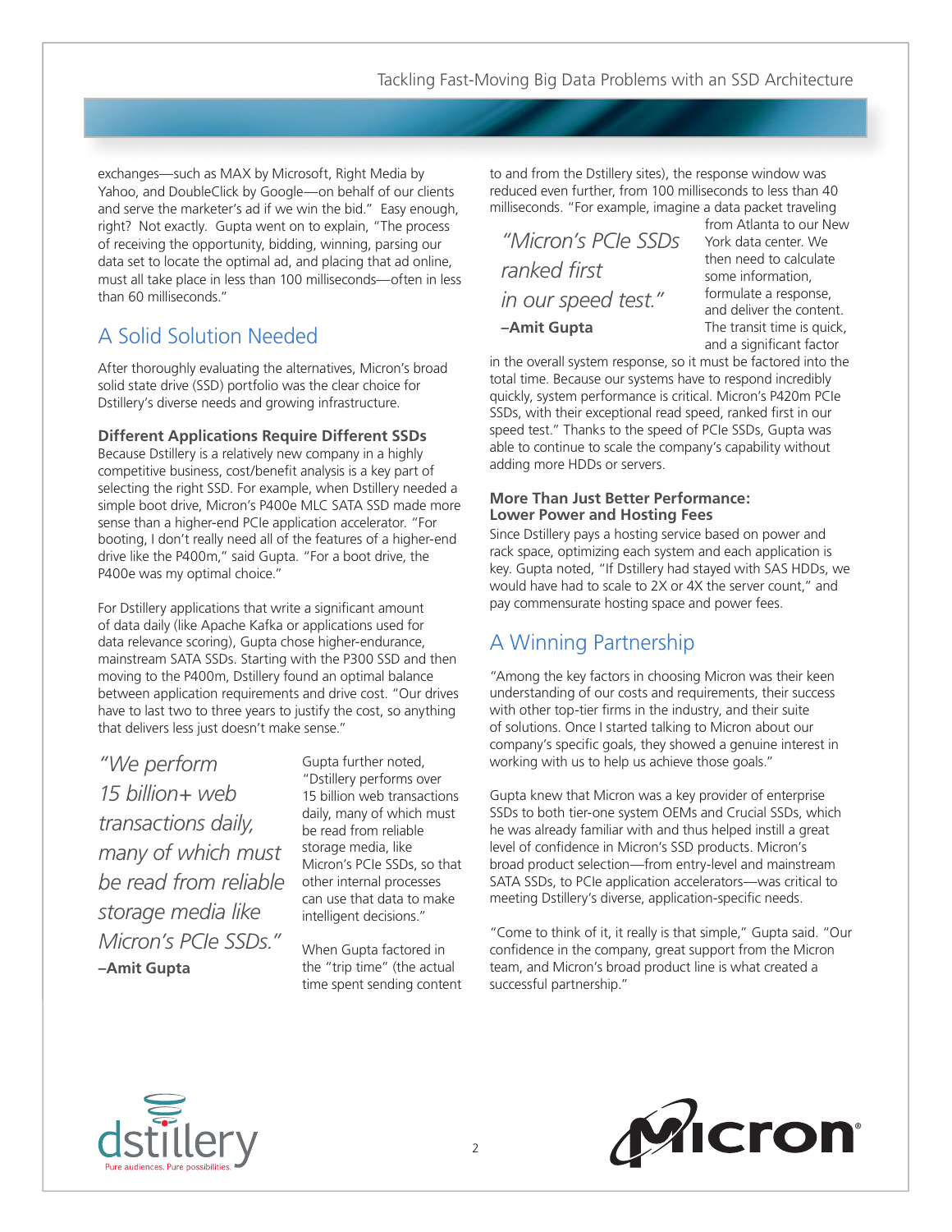exchanges—such as MAX by Microsoft, Right Media by Yahoo, and DoubleClick by Google—on behalf of our clients and serve the marketer's ad if we win the bid." Easy enough, right? Not exactly. Gupta went on to explain, "The process of receiving the opportunity, bidding, winning, parsing our data set to locate the optimal ad, and placing that ad online, must all take place in less than 100 milliseconds—often in less than 60 milliseconds."

## A Solid Solution Needed

After thoroughly evaluating the alternatives, Micron's broad solid state drive (SSD) portfolio was the clear choice for Dstillery's diverse needs and growing infrastructure.

### Different Applications Require Different SSDs

Because Dstillery is a relatively new company in a highly competitive business, cost/benefit analysis is a key part of selecting the right SSD. For example, when Dstillery needed a simple boot drive, Micron's P400e MLC SATA SSD made more sense than a higher-end PCIe application accelerator. "For booting, I don't really need all of the features of a higher-end drive like the P400m," said Gupta. "For a boot drive, the P400e was my optimal choice."

For Dstillery applications that write a significant amount of data daily (like Apache Kafka or applications used for data relevance scoring), Gupta chose higher-endurance, mainstream SATA SSDs. Starting with the P300 SSD and then moving to the P400m, Dstillery found an optimal balance between application requirements and drive cost. "Our drives have to last two to three years to justify the cost, so anything that delivers less just doesn't make sense."

> *"We perform 15 billion+ web transactions daily, many of which must be read from reliable storage media like Micron's PCIe SSDs."*
> **–Amit Gupta**

Gupta further noted, "Dstillery performs over 15 billion web transactions daily, many of which must be read from reliable storage media, like Micron's PCIe SSDs, so that other internal processes can use that data to make intelligent decisions."

When Gupta factored in the "trip time" (the actual time spent sending content to and from the Dstillery sites), the response window was reduced even further, from 100 milliseconds to less than 40 milliseconds. "For example, imagine a data packet traveling from Atlanta to our New York data center. We then need to calculate some information, formulate a response, and deliver the content. The transit time is quick, and a significant factor in the overall system response, so it must be factored into the total time. Because our systems have to respond incredibly quickly, system performance is critical. Micron's P420m PCIe SSDs, with their exceptional read speed, ranked first in our speed test." Thanks to the speed of PCIe SSDs, Gupta was able to continue to scale the company's capability without adding more HDDs or servers.

> *"Micron's PCIe SSDs ranked first in our speed test."*
> **–Amit Gupta**

### More Than Just Better Performance: Lower Power and Hosting Fees

Since Dstillery pays a hosting service based on power and rack space, optimizing each system and each application is key. Gupta noted, "If Dstillery had stayed with SAS HDDs, we would have had to scale to 2X or 4X the server count," and pay commensurate hosting space and power fees.

## A Winning Partnership

"Among the key factors in choosing Micron was their keen understanding of our costs and requirements, their success with other top-tier firms in the industry, and their suite of solutions. Once I started talking to Micron about our company's specific goals, they showed a genuine interest in working with us to help us achieve those goals."

Gupta knew that Micron was a key provider of enterprise SSDs to both tier-one system OEMs and Crucial SSDs, which he was already familiar with and thus helped instill a great level of confidence in Micron's SSD products. Micron's broad product selection—from entry-level and mainstream SATA SSDs, to PCIe application accelerators—was critical to meeting Dstillery's diverse, application-specific needs.

"Come to think of it, it really is that simple," Gupta said. "Our confidence in the company, great support from the Micron team, and Micron's broad product line is what created a successful partnership."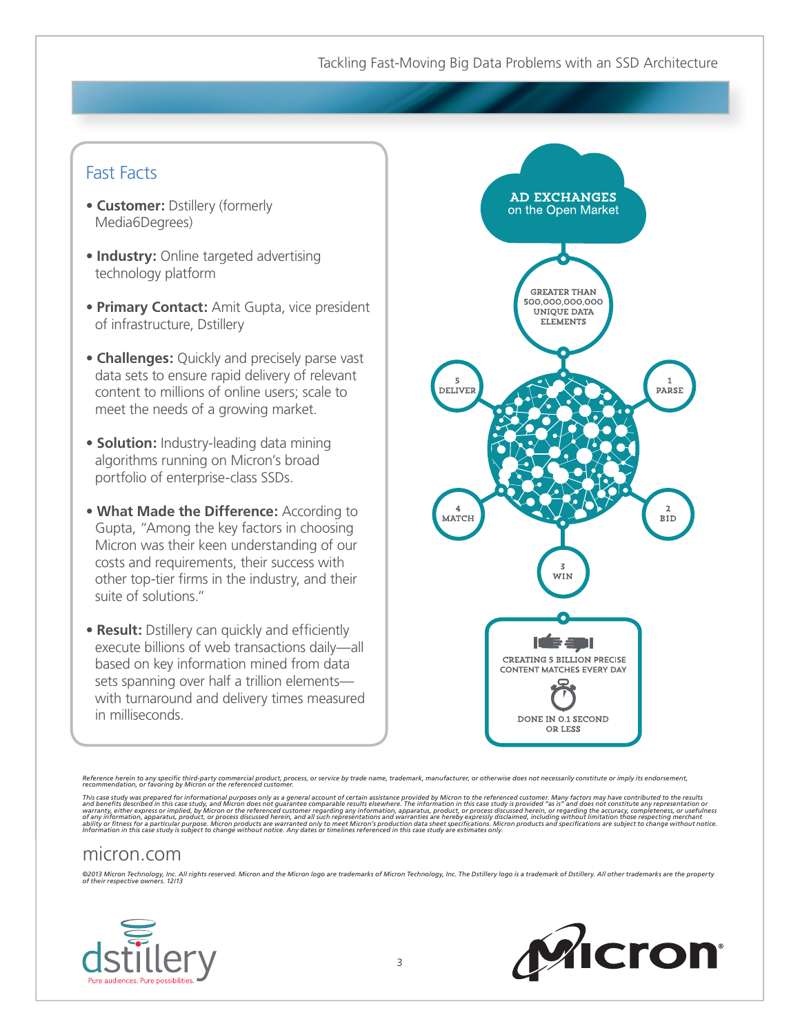## Fast Facts

- **Customer:** Dstillery (formerly Media6Degrees)
- **Industry:** Online targeted advertising technology platform
- **Primary Contact:** Amit Gupta, vice president of infrastructure, Dstillery
- **Challenges:** Quickly and precisely parse vast data sets to ensure rapid delivery of relevant content to millions of online users; scale to meet the needs of a growing market.
- **Solution:** Industry-leading data mining algorithms running on Micron's broad portfolio of enterprise-class SSDs.
- **What Made the Difference:** According to Gupta, "Among the key factors in choosing Micron was their keen understanding of our costs and requirements, their success with other top-tier firms in the industry, and their suite of solutions."
- **Result:** Dstillery can quickly and efficiently execute billions of web transactions daily—all based on key information mined from data sets spanning over half a trillion elements—with turnaround and delivery times measured in milliseconds.

AD EXCHANGES on the Open Market

GREATER THAN 500,000,000,000 UNIQUE DATA ELEMENTS

1 PARSE

2 BID

3 WIN

4 MATCH

5 DELIVER

CREATING 5 BILLION PRECISE CONTENT MATCHES EVERY DAY

DONE IN 0.1 SECOND OR LESS

*Reference herein to any specific third-party commercial product, process, or service by trade name, trademark, manufacturer, or otherwise does not necessarily constitute or imply its endorsement, recommendation, or favoring by Micron or the referenced customer.*

*This case study was prepared for informational purposes only as a general account of certain assistance provided by Micron to the referenced customer. Many factors may have contributed to the results and benefits described in this case study, and Micron does not guarantee comparable results elsewhere. The information in this case study is provided "as is" and does not constitute any representation or warranty, either express or implied, by Micron or the referenced customer regarding any information, apparatus, product, or process discussed herein, or regarding the accuracy, completeness, or usefulness of any information, apparatus, product, or process discussed herein, and all such representations and warranties are hereby expressly disclaimed, including without limitation those respecting merchant ability or fitness for a particular purpose. Micron products are warranted only to meet Micron's production data sheet specifications. Micron products and specifications are subject to change without notice. Information in this case study is subject to change without notice. Any dates or timelines referenced in this case study are estimates only.*

micron.com

*©2013 Micron Technology, Inc. All rights reserved. Micron and the Micron logo are trademarks of Micron Technology, Inc. The Dstillery logo is a trademark of Dstillery. All other trademarks are the property of their respective owners. 12/13*

dstillery
Pure audiences. Pure possibilities.

Micron